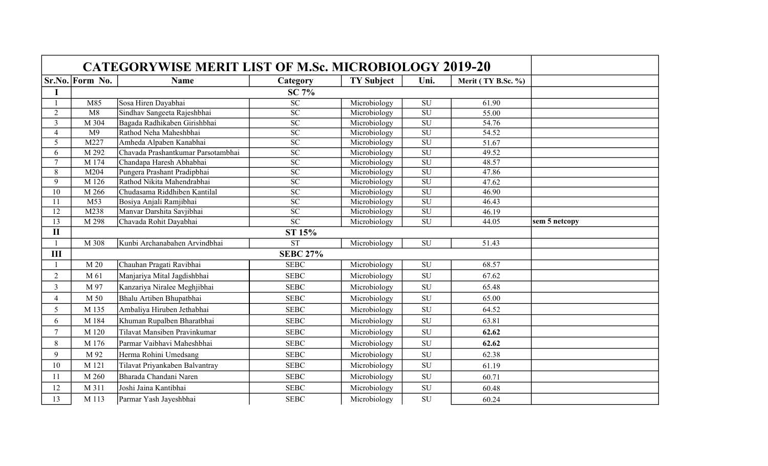# CATEGORYWISE MERIT LIST OF M.Sc. MICROBIOLOGY 2019-20

| Sr.No. | Form No. | Name | Category | TY Subject | Uni. | Merit ( TY B.Sc. %) | |
|---|---|---|---|---|---|---|---|
| **I** | | | **SC 7%** | | | | |
| 1 | M85 | Sosa Hiren Dayabhai | SC | Microbiology | SU | 61.90 | |
| 2 | M8 | Sindhav Sangeeta Rajeshbhai | SC | Microbiology | SU | 55.00 | |
| 3 | M 304 | Bagada Radhikaben Girishbhai | SC | Microbiology | SU | 54.76 | |
| 4 | M9 | Rathod Neha Maheshbhai | SC | Microbiology | SU | 54.52 | |
| 5 | M227 | Amheda Alpaben Kanabhai | SC | Microbiology | SU | 51.67 | |
| 6 | M 292 | Chavada Prashantkumar Parsotambhai | SC | Microbiology | SU | 49.52 | |
| 7 | M 174 | Chandapa Haresh Abhabhai | SC | Microbiology | SU | 48.57 | |
| 8 | M204 | Pungera Prashant Pradipbhai | SC | Microbiology | SU | 47.86 | |
| 9 | M 126 | Rathod Nikita Mahendrabhai | SC | Microbiology | SU | 47.62 | |
| 10 | M 266 | Chudasama Riddhiben Kantilal | SC | Microbiology | SU | 46.90 | |
| 11 | M53 | Bosiya Anjali Ramjibhai | SC | Microbiology | SU | 46.43 | |
| 12 | M238 | Manvar Darshita Savjibhai | SC | Microbiology | SU | 46.19 | |
| 13 | M 298 | Chavada Rohit Dayabhai | SC | Microbiology | SU | 44.05 | sem 5 netcopy |
| **II** | | | **ST 15%** | | | | |
| 1 | M 308 | Kunbi Archanabahen Arvindbhai | ST | Microbiology | SU | 51.43 | |
| **III** | | | **SEBC 27%** | | | | |
| 1 | M 20 | Chauhan Pragati Ravibhai | SEBC | Microbiology | SU | 68.57 | |
| 2 | M 61 | Manjariya Mital Jagdishbhai | SEBC | Microbiology | SU | 67.62 | |
| 3 | M 97 | Kanzariya Niralee Meghjibhai | SEBC | Microbiology | SU | 65.48 | |
| 4 | M 50 | Bhalu Artiben Bhupatbhai | SEBC | Microbiology | SU | 65.00 | |
| 5 | M 135 | Ambaliya Hiruben Jethabhai | SEBC | Microbiology | SU | 64.52 | |
| 6 | M 184 | Khuman Rupalben Bharatbhai | SEBC | Microbiology | SU | 63.81 | |
| 7 | M 120 | Tilavat Mansiben Pravinkumar | SEBC | Microbiology | SU | **62.62** | |
| 8 | M 176 | Parmar Vaibhavi Maheshbhai | SEBC | Microbiology | SU | **62.62** | |
| 9 | M 92 | Herma Rohini Umedsang | SEBC | Microbiology | SU | 62.38 | |
| 10 | M 121 | Tilavat Priyankaben Balvantray | SEBC | Microbiology | SU | 61.19 | |
| 11 | M 260 | Bharada Chandani Naren | SEBC | Microbiology | SU | 60.71 | |
| 12 | M 311 | Joshi Jaina Kantibhai | SEBC | Microbiology | SU | 60.48 | |
| 13 | M 113 | Parmar Yash Jayeshbhai | SEBC | Microbiology | SU | 60.24 | |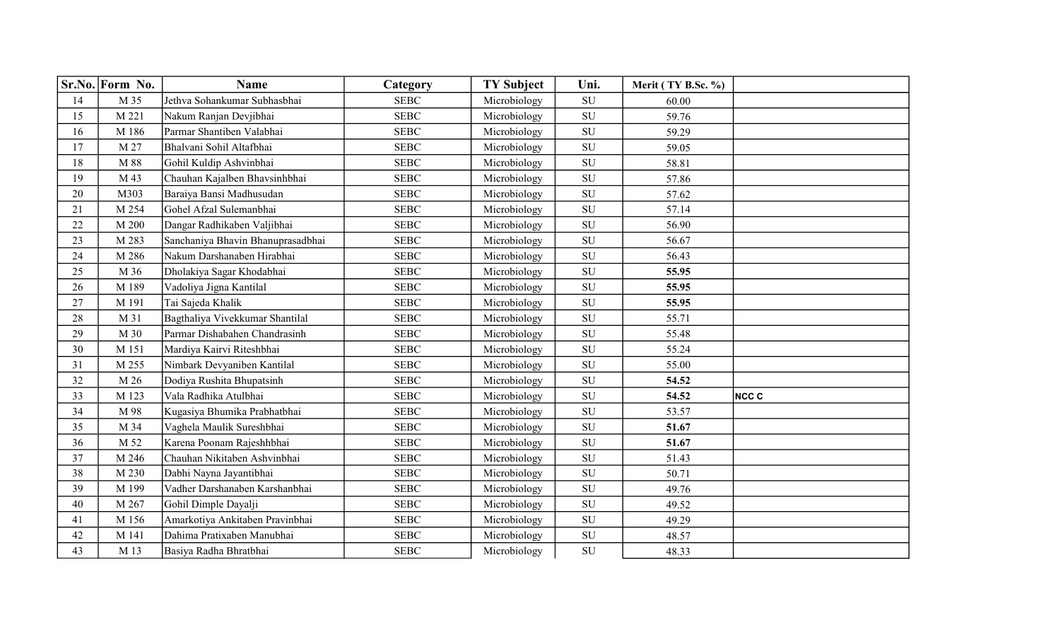| Sr.No. | Form No. | Name | Category | TY Subject | Uni. | Merit ( TY B.Sc. %) | |
|---|---|---|---|---|---|---|---|
| 14 | M 35 | Jethva Sohankumar Subhasbhai | SEBC | Microbiology | SU | 60.00 | |
| 15 | M 221 | Nakum Ranjan Devjibhai | SEBC | Microbiology | SU | 59.76 | |
| 16 | M 186 | Parmar Shantiben Valabhai | SEBC | Microbiology | SU | 59.29 | |
| 17 | M 27 | Bhalvani Sohil Altafbhai | SEBC | Microbiology | SU | 59.05 | |
| 18 | M 88 | Gohil Kuldip Ashvinbhai | SEBC | Microbiology | SU | 58.81 | |
| 19 | M 43 | Chauhan Kajalben Bhavsinhbhai | SEBC | Microbiology | SU | 57.86 | |
| 20 | M303 | Baraiya Bansi Madhusudan | SEBC | Microbiology | SU | 57.62 | |
| 21 | M 254 | Gohel Afzal Sulemanbhai | SEBC | Microbiology | SU | 57.14 | |
| 22 | M 200 | Dangar Radhikaben Valjibhai | SEBC | Microbiology | SU | 56.90 | |
| 23 | M 283 | Sanchaniya Bhavin Bhanuprasadbhai | SEBC | Microbiology | SU | 56.67 | |
| 24 | M 286 | Nakum Darshanaben Hirabhai | SEBC | Microbiology | SU | 56.43 | |
| 25 | M 36 | Dholakiya Sagar Khodabhai | SEBC | Microbiology | SU | **55.95** | |
| 26 | M 189 | Vadoliya Jigna Kantilal | SEBC | Microbiology | SU | **55.95** | |
| 27 | M 191 | Tai Sajeda Khalik | SEBC | Microbiology | SU | **55.95** | |
| 28 | M 31 | Bagthaliya Vivekkumar Shantilal | SEBC | Microbiology | SU | 55.71 | |
| 29 | M 30 | Parmar Dishabahen Chandrasinh | SEBC | Microbiology | SU | 55.48 | |
| 30 | M 151 | Mardiya Kairvi Riteshbhai | SEBC | Microbiology | SU | 55.24 | |
| 31 | M 255 | Nimbark Devyaniben Kantilal | SEBC | Microbiology | SU | 55.00 | |
| 32 | M 26 | Dodiya Rushita Bhupatsinh | SEBC | Microbiology | SU | **54.52** | |
| 33 | M 123 | Vala Radhika Atulbhai | SEBC | Microbiology | SU | **54.52** | **NCC C** |
| 34 | M 98 | Kugasiya Bhumika Prabhatbhai | SEBC | Microbiology | SU | 53.57 | |
| 35 | M 34 | Vaghela Maulik Sureshbhai | SEBC | Microbiology | SU | **51.67** | |
| 36 | M 52 | Karena Poonam Rajeshhbhai | SEBC | Microbiology | SU | **51.67** | |
| 37 | M 246 | Chauhan Nikitaben Ashvinbhai | SEBC | Microbiology | SU | 51.43 | |
| 38 | M 230 | Dabhi Nayna Jayantibhai | SEBC | Microbiology | SU | 50.71 | |
| 39 | M 199 | Vadher Darshanaben Karshanbhai | SEBC | Microbiology | SU | 49.76 | |
| 40 | M 267 | Gohil Dimple Dayalji | SEBC | Microbiology | SU | 49.52 | |
| 41 | M 156 | Amarkotiya Ankitaben Pravinbhai | SEBC | Microbiology | SU | 49.29 | |
| 42 | M 141 | Dahima Pratixaben Manubhai | SEBC | Microbiology | SU | 48.57 | |
| 43 | M 13 | Basiya Radha Bhratbhai | SEBC | Microbiology | SU | 48.33 | |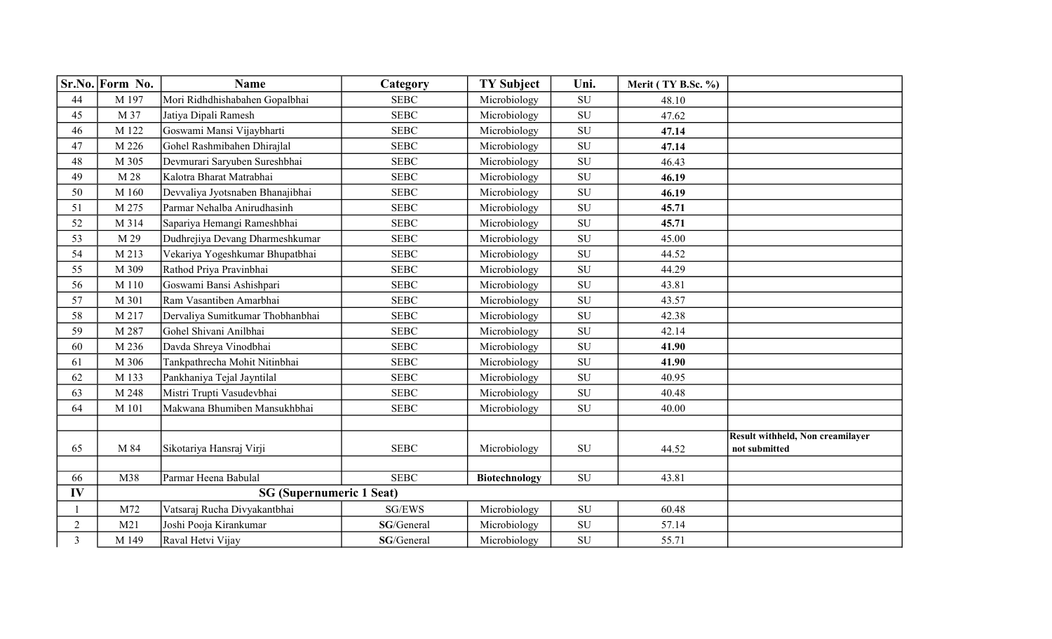| Sr.No. | Form No. | Name | Category | TY Subject | Uni. | Merit ( TY B.Sc. %) | |
|---|---|---|---|---|---|---|---|
| 44 | M 197 | Mori Ridhdhishabahen Gopalbhai | SEBC | Microbiology | SU | 48.10 | |
| 45 | M 37 | Jatiya Dipali Ramesh | SEBC | Microbiology | SU | 47.62 | |
| 46 | M 122 | Goswami Mansi Vijaybharti | SEBC | Microbiology | SU | **47.14** | |
| 47 | M 226 | Gohel Rashmibahen Dhirajlal | SEBC | Microbiology | SU | **47.14** | |
| 48 | M 305 | Devmurari Saryuben Sureshbhai | SEBC | Microbiology | SU | 46.43 | |
| 49 | M 28 | Kalotra Bharat Matrabhai | SEBC | Microbiology | SU | **46.19** | |
| 50 | M 160 | Devvaliya Jyotsnaben Bhanajibhai | SEBC | Microbiology | SU | **46.19** | |
| 51 | M 275 | Parmar Nehalba Anirudhasinh | SEBC | Microbiology | SU | **45.71** | |
| 52 | M 314 | Sapariya Hemangi Rameshbhai | SEBC | Microbiology | SU | **45.71** | |
| 53 | M 29 | Dudhrejiya Devang Dharmeshkumar | SEBC | Microbiology | SU | 45.00 | |
| 54 | M 213 | Vekariya Yogeshkumar Bhupatbhai | SEBC | Microbiology | SU | 44.52 | |
| 55 | M 309 | Rathod Priya Pravinbhai | SEBC | Microbiology | SU | 44.29 | |
| 56 | M 110 | Goswami Bansi Ashishpari | SEBC | Microbiology | SU | 43.81 | |
| 57 | M 301 | Ram Vasantiben Amarbhai | SEBC | Microbiology | SU | 43.57 | |
| 58 | M 217 | Dervaliya Sumitkumar Thobhanbhai | SEBC | Microbiology | SU | 42.38 | |
| 59 | M 287 | Gohel Shivani Anilbhai | SEBC | Microbiology | SU | 42.14 | |
| 60 | M 236 | Davda Shreya Vinodbhai | SEBC | Microbiology | SU | **41.90** | |
| 61 | M 306 | Tankpathrecha Mohit Nitinbhai | SEBC | Microbiology | SU | **41.90** | |
| 62 | M 133 | Pankhaniya Tejal Jayntilal | SEBC | Microbiology | SU | 40.95 | |
| 63 | M 248 | Mistri Trupti Vasudevbhai | SEBC | Microbiology | SU | 40.48 | |
| 64 | M 101 | Makwana Bhumiben Mansukhbhai | SEBC | Microbiology | SU | 40.00 | |
| | | | | | | | |
| 65 | M 84 | Sikotariya Hansraj Virji | SEBC | Microbiology | SU | 44.52 | **Result withheld, Non creamilayer not submitted** |
| | | | | | | | |
| 66 | M38 | Parmar Heena Babulal | SEBC | **Biotechnology** | SU | 43.81 | |
| **IV** | **SG (Supernumeric 1 Seat)** | | | | | | |
| 1 | M72 | Vatsaraj Rucha Divyakantbhai | SG/EWS | Microbiology | SU | 60.48 | |
| 2 | M21 | Joshi Pooja Kirankumar | **SG**/General | Microbiology | SU | 57.14 | |
| 3 | M 149 | Raval Hetvi Vijay | **SG**/General | Microbiology | SU | 55.71 | |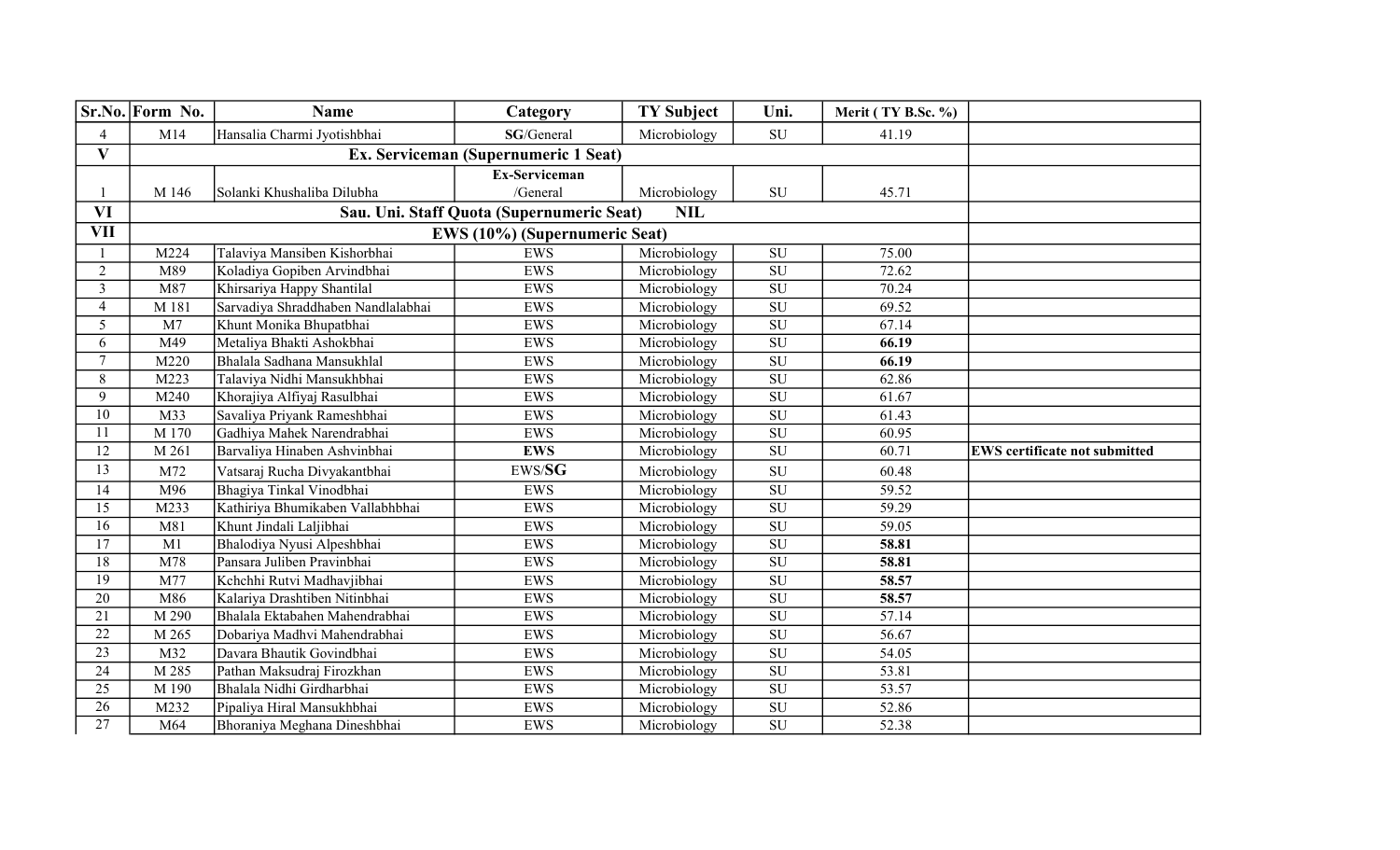| Sr.No. | Form No. | Name | Category | TY Subject | Uni. | Merit ( TY B.Sc. %) | |
|---|---|---|---|---|---|---|---|
| 4 | M14 | Hansalia Charmi Jyotishbhai | **SG**/General | Microbiology | SU | 41.19 | |
| **V** | **Ex. Serviceman (Supernumeric 1 Seat)** | | | | | | |
| 1 | M 146 | Solanki Khushaliba Dilubha | **Ex-Serviceman** /General | Microbiology | SU | 45.71 | |
| **VI** | **Sau. Uni. Staff Quota (Supernumeric Seat) NIL** | | | | | | |
| **VII** | **EWS (10%) (Supernumeric Seat)** | | | | | | |
| 1 | M224 | Talaviya Mansiben Kishorbhai | EWS | Microbiology | SU | 75.00 | |
| 2 | M89 | Koladiya Gopiben Arvindbhai | EWS | Microbiology | SU | 72.62 | |
| 3 | M87 | Khirsariya Happy Shantilal | EWS | Microbiology | SU | 70.24 | |
| 4 | M 181 | Sarvadiya Shraddhaben Nandlalabhai | EWS | Microbiology | SU | 69.52 | |
| 5 | M7 | Khunt Monika Bhupatbhai | EWS | Microbiology | SU | 67.14 | |
| 6 | M49 | Metaliya Bhakti Ashokbhai | EWS | Microbiology | SU | **66.19** | |
| 7 | M220 | Bhalala Sadhana Mansukhlal | EWS | Microbiology | SU | **66.19** | |
| 8 | M223 | Talaviya Nidhi Mansukhbhai | EWS | Microbiology | SU | 62.86 | |
| 9 | M240 | Khorajiya Alfiyaj Rasulbhai | EWS | Microbiology | SU | 61.67 | |
| 10 | M33 | Savaliya Priyank Rameshbhai | EWS | Microbiology | SU | 61.43 | |
| 11 | M 170 | Gadhiya Mahek Narendrabhai | EWS | Microbiology | SU | 60.95 | |
| 12 | M 261 | Barvaliya Hinaben Ashvinbhai | **EWS** | Microbiology | SU | 60.71 | **EWS certificate not submitted** |
| 13 | M72 | Vatsaraj Rucha Divyakantbhai | EWS/**SG** | Microbiology | SU | 60.48 | |
| 14 | M96 | Bhagiya Tinkal Vinodbhai | EWS | Microbiology | SU | 59.52 | |
| 15 | M233 | Kathiriya Bhumikaben Vallabhbhai | EWS | Microbiology | SU | 59.29 | |
| 16 | M81 | Khunt Jindali Laljibhai | EWS | Microbiology | SU | 59.05 | |
| 17 | M1 | Bhalodiya Nyusi Alpeshbhai | EWS | Microbiology | SU | **58.81** | |
| 18 | M78 | Pansara Juliben Pravinbhai | EWS | Microbiology | SU | **58.81** | |
| 19 | M77 | Kchchhi Rutvi Madhavjibhai | EWS | Microbiology | SU | **58.57** | |
| 20 | M86 | Kalariya Drashtiben Nitinbhai | EWS | Microbiology | SU | **58.57** | |
| 21 | M 290 | Bhalala Ektabahen Mahendrabhai | EWS | Microbiology | SU | 57.14 | |
| 22 | M 265 | Dobariya Madhvi Mahendrabhai | EWS | Microbiology | SU | 56.67 | |
| 23 | M32 | Davara Bhautik Govindbhai | EWS | Microbiology | SU | 54.05 | |
| 24 | M 285 | Pathan Maksudraj Firozkhan | EWS | Microbiology | SU | 53.81 | |
| 25 | M 190 | Bhalala Nidhi Girdharbhai | EWS | Microbiology | SU | 53.57 | |
| 26 | M232 | Pipaliya Hiral Mansukhbhai | EWS | Microbiology | SU | 52.86 | |
| 27 | M64 | Bhoraniya Meghana Dineshbhai | EWS | Microbiology | SU | 52.38 | |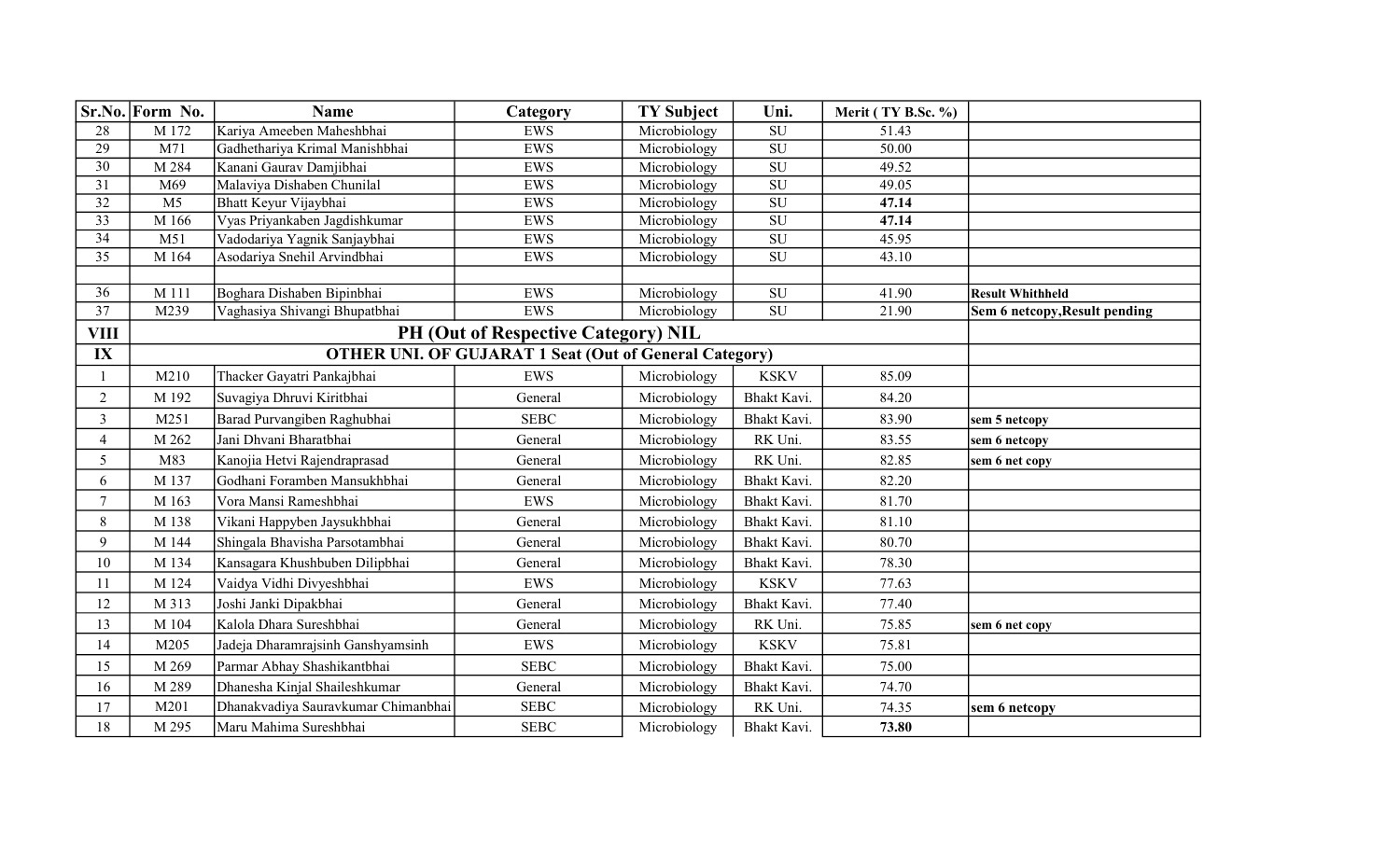| Sr.No. | Form No. | Name | Category | TY Subject | Uni. | Merit ( TY B.Sc. %) | |
|---|---|---|---|---|---|---|---|
| 28 | M 172 | Kariya Ameeben Maheshbhai | EWS | Microbiology | SU | 51.43 | |
| 29 | M71 | Gadhethariya Krimal Manishbhai | EWS | Microbiology | SU | 50.00 | |
| 30 | M 284 | Kanani Gaurav Damjibhai | EWS | Microbiology | SU | 49.52 | |
| 31 | M69 | Malaviya Dishaben Chunilal | EWS | Microbiology | SU | 49.05 | |
| 32 | M5 | Bhatt Keyur Vijaybhai | EWS | Microbiology | SU | **47.14** | |
| 33 | M 166 | Vyas Priyankaben Jagdishkumar | EWS | Microbiology | SU | **47.14** | |
| 34 | M51 | Vadodariya Yagnik Sanjaybhai | EWS | Microbiology | SU | 45.95 | |
| 35 | M 164 | Asodariya Snehil Arvindbhai | EWS | Microbiology | SU | 43.10 | |
| | | | | | | | |
| 36 | M 111 | Boghara Dishaben Bipinbhai | EWS | Microbiology | SU | 41.90 | **Result Whithheld** |
| 37 | M239 | Vaghasiya Shivangi Bhupatbhai | EWS | Microbiology | SU | 21.90 | **Sem 6 netcopy,Result pending** |
| **VIII** | **PH (Out of Respective Category) NIL** | | | | | | |
| **IX** | **OTHER UNI. OF GUJARAT 1 Seat (Out of General Category)** | | | | | | |
| 1 | M210 | Thacker Gayatri Pankajbhai | EWS | Microbiology | KSKV | 85.09 | |
| 2 | M 192 | Suvagiya Dhruvi Kiritbhai | General | Microbiology | Bhakt Kavi. | 84.20 | |
| 3 | M251 | Barad Purvangiben Raghubhai | SEBC | Microbiology | Bhakt Kavi. | 83.90 | **sem 5 netcopy** |
| 4 | M 262 | Jani Dhvani Bharatbhai | General | Microbiology | RK Uni. | 83.55 | **sem 6 netcopy** |
| 5 | M83 | Kanojia Hetvi Rajendraprasad | General | Microbiology | RK Uni. | 82.85 | **sem 6 net copy** |
| 6 | M 137 | Godhani Foramben Mansukhbhai | General | Microbiology | Bhakt Kavi. | 82.20 | |
| 7 | M 163 | Vora Mansi Rameshbhai | EWS | Microbiology | Bhakt Kavi. | 81.70 | |
| 8 | M 138 | Vikani Happyben Jaysukhbhai | General | Microbiology | Bhakt Kavi. | 81.10 | |
| 9 | M 144 | Shingala Bhavisha Parsotambhai | General | Microbiology | Bhakt Kavi. | 80.70 | |
| 10 | M 134 | Kansagara Khushbuben Dilipbhai | General | Microbiology | Bhakt Kavi. | 78.30 | |
| 11 | M 124 | Vaidya Vidhi Divyeshbhai | EWS | Microbiology | KSKV | 77.63 | |
| 12 | M 313 | Joshi Janki Dipakbhai | General | Microbiology | Bhakt Kavi. | 77.40 | |
| 13 | M 104 | Kalola Dhara Sureshbhai | General | Microbiology | RK Uni. | 75.85 | **sem 6 net copy** |
| 14 | M205 | Jadeja Dharamrajsinh Ganshyamsinh | EWS | Microbiology | KSKV | 75.81 | |
| 15 | M 269 | Parmar Abhay Shashikantbhai | SEBC | Microbiology | Bhakt Kavi. | 75.00 | |
| 16 | M 289 | Dhanesha Kinjal Shaileshkumar | General | Microbiology | Bhakt Kavi. | 74.70 | |
| 17 | M201 | Dhanakvadiya Sauravkumar Chimanbhai | SEBC | Microbiology | RK Uni. | 74.35 | **sem 6 netcopy** |
| 18 | M 295 | Maru Mahima Sureshbhai | SEBC | Microbiology | Bhakt Kavi. | **73.80** | |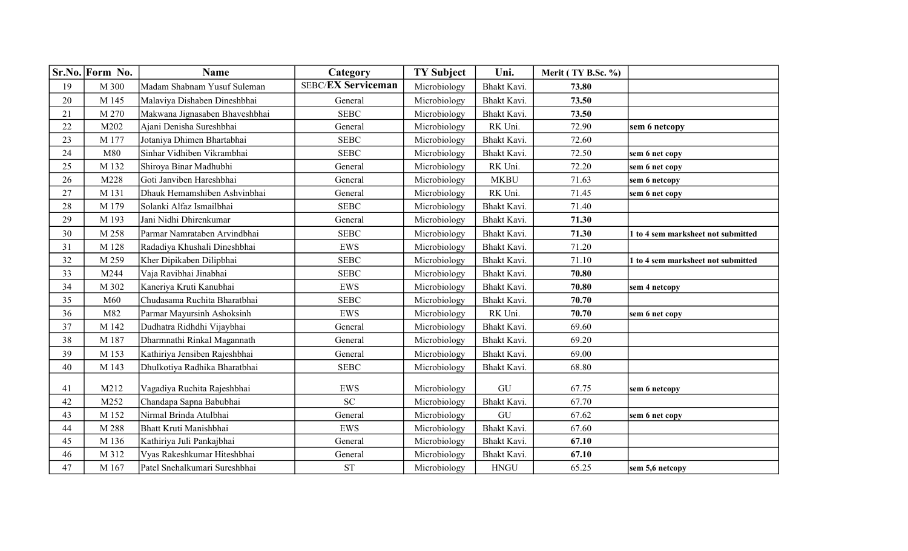| Sr.No. | Form No. | Name | Category | TY Subject | Uni. | Merit ( TY B.Sc. %) | |
|---|---|---|---|---|---|---|---|
| 19 | M 300 | Madam Shabnam Yusuf Suleman | SEBC/**EX Serviceman** | Microbiology | Bhakt Kavi. | **73.80** | |
| 20 | M 145 | Malaviya Dishaben Dineshbhai | General | Microbiology | Bhakt Kavi. | **73.50** | |
| 21 | M 270 | Makwana Jignasaben Bhaveshbhai | SEBC | Microbiology | Bhakt Kavi. | **73.50** | |
| 22 | M202 | Ajani Denisha Sureshbhai | General | Microbiology | RK Uni. | 72.90 | **sem 6 netcopy** |
| 23 | M 177 | Jotaniya Dhimen Bhartabhai | SEBC | Microbiology | Bhakt Kavi. | 72.60 | |
| 24 | M80 | Sinhar Vidhiben Vikrambhai | SEBC | Microbiology | Bhakt Kavi. | 72.50 | **sem 6 net copy** |
| 25 | M 132 | Shiroya Binar Madhubhi | General | Microbiology | RK Uni. | 72.20 | **sem 6 net copy** |
| 26 | M228 | Goti Janviben Hareshbhai | General | Microbiology | MKBU | 71.63 | **sem 6 netcopy** |
| 27 | M 131 | Dhauk Hemamshiben Ashvinbhai | General | Microbiology | RK Uni. | 71.45 | **sem 6 net copy** |
| 28 | M 179 | Solanki Alfaz Ismailbhai | SEBC | Microbiology | Bhakt Kavi. | 71.40 | |
| 29 | M 193 | Jani Nidhi Dhirenkumar | General | Microbiology | Bhakt Kavi. | **71.30** | |
| 30 | M 258 | Parmar Namrataben Arvindbhai | SEBC | Microbiology | Bhakt Kavi. | **71.30** | **1 to 4 sem marksheet not submitted** |
| 31 | M 128 | Radadiya Khushali Dineshbhai | EWS | Microbiology | Bhakt Kavi. | 71.20 | |
| 32 | M 259 | Kher Dipikaben Dilipbhai | SEBC | Microbiology | Bhakt Kavi. | 71.10 | **1 to 4 sem marksheet not submitted** |
| 33 | M244 | Vaja Ravibhai Jinabhai | SEBC | Microbiology | Bhakt Kavi. | **70.80** | |
| 34 | M 302 | Kaneriya Kruti Kanubhai | EWS | Microbiology | Bhakt Kavi. | **70.80** | **sem 4 netcopy** |
| 35 | M60 | Chudasama Ruchita Bharatbhai | SEBC | Microbiology | Bhakt Kavi. | **70.70** | |
| 36 | M82 | Parmar Mayursinh Ashoksinh | EWS | Microbiology | RK Uni. | **70.70** | **sem 6 net copy** |
| 37 | M 142 | Dudhatra Ridhdhi Vijaybhai | General | Microbiology | Bhakt Kavi. | 69.60 | |
| 38 | M 187 | Dharmnathi Rinkal Magannath | General | Microbiology | Bhakt Kavi. | 69.20 | |
| 39 | M 153 | Kathiriya Jensiben Rajeshbhai | General | Microbiology | Bhakt Kavi. | 69.00 | |
| 40 | M 143 | Dhulkotiya Radhika Bharatbhai | SEBC | Microbiology | Bhakt Kavi. | 68.80 | |
| 41 | M212 | Vagadiya Ruchita Rajeshbhai | EWS | Microbiology | GU | 67.75 | **sem 6 netcopy** |
| 42 | M252 | Chandapa Sapna Babubhai | SC | Microbiology | Bhakt Kavi. | 67.70 | |
| 43 | M 152 | Nirmal Brinda Atulbhai | General | Microbiology | GU | 67.62 | **sem 6 net copy** |
| 44 | M 288 | Bhatt Kruti Manishbhai | EWS | Microbiology | Bhakt Kavi. | 67.60 | |
| 45 | M 136 | Kathiriya Juli Pankajbhai | General | Microbiology | Bhakt Kavi. | **67.10** | |
| 46 | M 312 | Vyas Rakeshkumar Hiteshbhai | General | Microbiology | Bhakt Kavi. | **67.10** | |
| 47 | M 167 | Patel Snehalkumari Sureshbhai | ST | Microbiology | HNGU | 65.25 | **sem 5,6 netcopy** |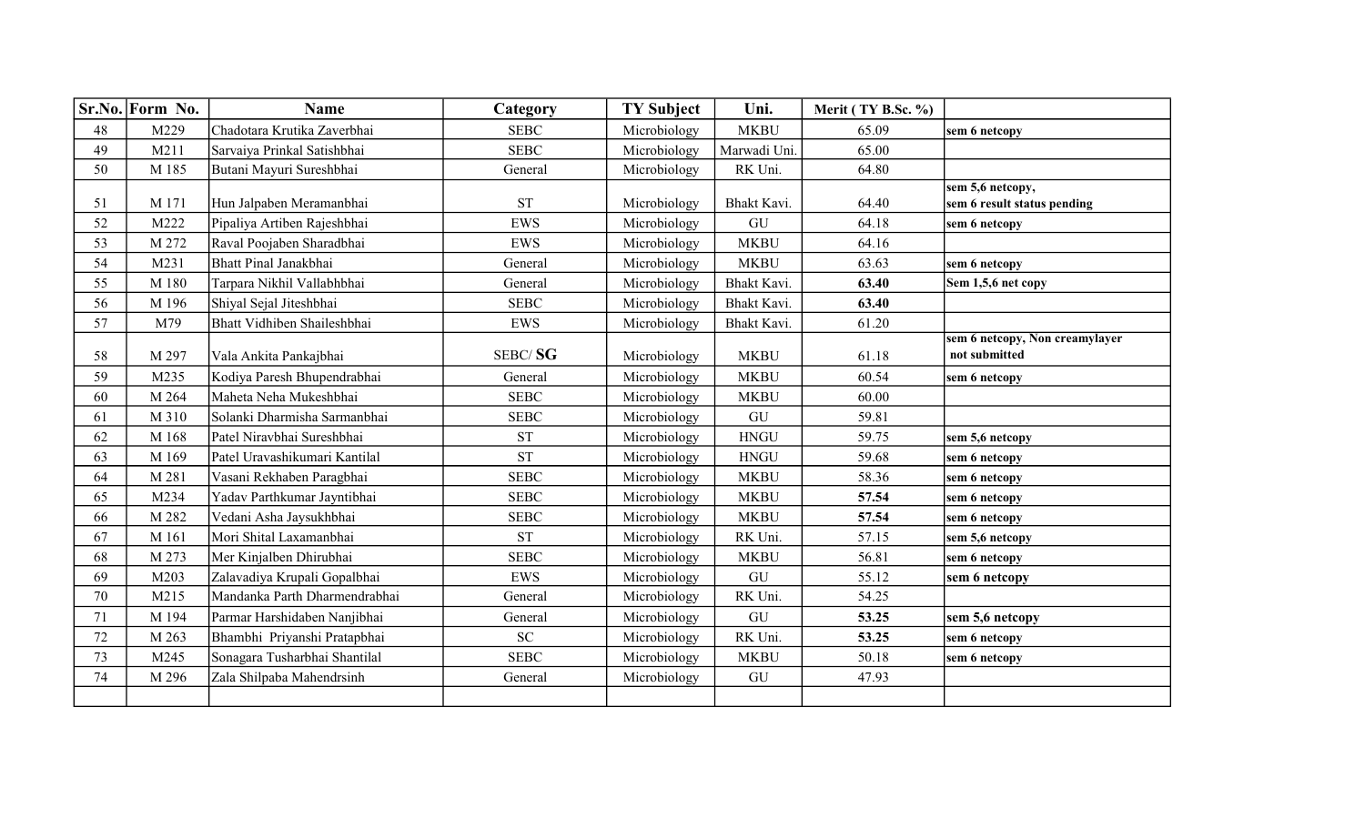| Sr.No. | Form No. | Name | Category | TY Subject | Uni. | Merit ( TY B.Sc. %) | |
|---|---|---|---|---|---|---|---|
| 48 | M229 | Chadotara Krutika Zaverbhai | SEBC | Microbiology | MKBU | 65.09 | **sem 6 netcopy** |
| 49 | M211 | Sarvaiya Prinkal Satishbhai | SEBC | Microbiology | Marwadi Uni. | 65.00 | |
| 50 | M 185 | Butani Mayuri Sureshbhai | General | Microbiology | RK Uni. | 64.80 | |
| 51 | M 171 | Hun Jalpaben Meramanbhai | ST | Microbiology | Bhakt Kavi. | 64.40 | **sem 5,6 netcopy, sem 6 result status pending** |
| 52 | M222 | Pipaliya Artiben Rajeshbhai | EWS | Microbiology | GU | 64.18 | **sem 6 netcopy** |
| 53 | M 272 | Raval Poojaben Sharadbhai | EWS | Microbiology | MKBU | 64.16 | |
| 54 | M231 | Bhatt Pinal Janakbhai | General | Microbiology | MKBU | 63.63 | **sem 6 netcopy** |
| 55 | M 180 | Tarpara Nikhil Vallabhbhai | General | Microbiology | Bhakt Kavi. | **63.40** | **Sem 1,5,6 net copy** |
| 56 | M 196 | Shiyal Sejal Jiteshbhai | SEBC | Microbiology | Bhakt Kavi. | **63.40** | |
| 57 | M79 | Bhatt Vidhiben Shaileshbhai | EWS | Microbiology | Bhakt Kavi. | 61.20 | |
| 58 | M 297 | Vala Ankita Pankajbhai | SEBC/ **SG** | Microbiology | MKBU | 61.18 | **sem 6 netcopy, Non creamylayer not submitted** |
| 59 | M235 | Kodiya Paresh Bhupendrabhai | General | Microbiology | MKBU | 60.54 | **sem 6 netcopy** |
| 60 | M 264 | Maheta Neha Mukeshbhai | SEBC | Microbiology | MKBU | 60.00 | |
| 61 | M 310 | Solanki Dharmisha Sarmanbhai | SEBC | Microbiology | GU | 59.81 | |
| 62 | M 168 | Patel Niravbhai Sureshbhai | ST | Microbiology | HNGU | 59.75 | **sem 5,6 netcopy** |
| 63 | M 169 | Patel Uravashikumari Kantilal | ST | Microbiology | HNGU | 59.68 | **sem 6 netcopy** |
| 64 | M 281 | Vasani Rekhaben Paragbhai | SEBC | Microbiology | MKBU | 58.36 | **sem 6 netcopy** |
| 65 | M234 | Yadav Parthkumar Jayntibhai | SEBC | Microbiology | MKBU | **57.54** | **sem 6 netcopy** |
| 66 | M 282 | Vedani Asha Jaysukhbhai | SEBC | Microbiology | MKBU | **57.54** | **sem 6 netcopy** |
| 67 | M 161 | Mori Shital Laxamanbhai | ST | Microbiology | RK Uni. | 57.15 | **sem 5,6 netcopy** |
| 68 | M 273 | Mer Kinjalben Dhirubhai | SEBC | Microbiology | MKBU | 56.81 | **sem 6 netcopy** |
| 69 | M203 | Zalavadiya Krupali Gopalbhai | EWS | Microbiology | GU | 55.12 | **sem 6 netcopy** |
| 70 | M215 | Mandanka Parth Dharmendrabhai | General | Microbiology | RK Uni. | 54.25 | |
| 71 | M 194 | Parmar Harshidaben Nanjibhai | General | Microbiology | GU | **53.25** | **sem 5,6 netcopy** |
| 72 | M 263 | Bhambhi Priyanshi Pratapbhai | SC | Microbiology | RK Uni. | **53.25** | **sem 6 netcopy** |
| 73 | M245 | Sonagara Tusharbhai Shantilal | SEBC | Microbiology | MKBU | 50.18 | **sem 6 netcopy** |
| 74 | M 296 | Zala Shilpaba Mahendrsinh | General | Microbiology | GU | 47.93 | |
| | | | | | | | |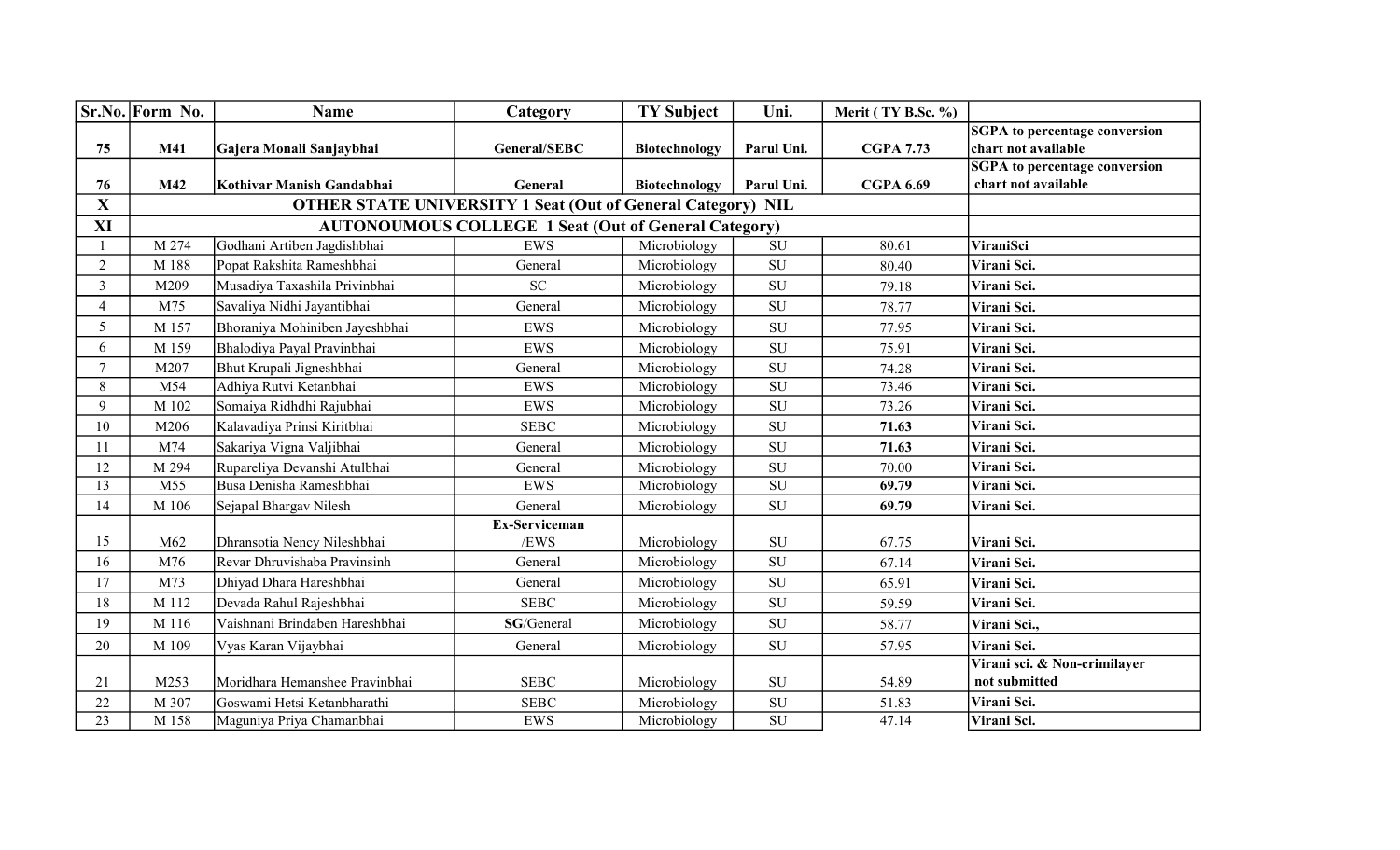| Sr.No. | Form No. | Name | Category | TY Subject | Uni. | Merit ( TY B.Sc. %) | |
|---|---|---|---|---|---|---|---|
| **75** | **M41** | **Gajera Monali Sanjaybhai** | **General/SEBC** | **Biotechnology** | **Parul Uni.** | **CGPA 7.73** | **SGPA to percentage conversion chart not available** |
| **76** | **M42** | **Kothivar Manish Gandabhai** | **General** | **Biotechnology** | **Parul Uni.** | **CGPA 6.69** | **SGPA to percentage conversion chart not available** |
| **X** | **OTHER STATE UNIVERSITY 1 Seat (Out of General Category) NIL** | | | | | | |
| **XI** | **AUTONOUMOUS COLLEGE 1 Seat (Out of General Category)** | | | | | | |
| 1 | M 274 | Godhani Artiben Jagdishbhai | EWS | Microbiology | SU | 80.61 | **ViraniSci** |
| 2 | M 188 | Popat Rakshita Rameshbhai | General | Microbiology | SU | 80.40 | **Virani Sci.** |
| 3 | M209 | Musadiya Taxashila Privinbhai | SC | Microbiology | SU | 79.18 | **Virani Sci.** |
| 4 | M75 | Savaliya Nidhi Jayantibhai | General | Microbiology | SU | 78.77 | **Virani Sci.** |
| 5 | M 157 | Bhoraniya Mohiniben Jayeshbhai | EWS | Microbiology | SU | 77.95 | **Virani Sci.** |
| 6 | M 159 | Bhalodiya Payal Pravinbhai | EWS | Microbiology | SU | 75.91 | **Virani Sci.** |
| 7 | M207 | Bhut Krupali Jigneshbhai | General | Microbiology | SU | 74.28 | **Virani Sci.** |
| 8 | M54 | Adhiya Rutvi Ketanbhai | EWS | Microbiology | SU | 73.46 | **Virani Sci.** |
| 9 | M 102 | Somaiya Ridhdhi Rajubhai | EWS | Microbiology | SU | 73.26 | **Virani Sci.** |
| 10 | M206 | Kalavadiya Prinsi Kiritbhai | SEBC | Microbiology | SU | **71.63** | **Virani Sci.** |
| 11 | M74 | Sakariya Vigna Valjibhai | General | Microbiology | SU | **71.63** | **Virani Sci.** |
| 12 | M 294 | Rupareliya Devanshi Atulbhai | General | Microbiology | SU | 70.00 | **Virani Sci.** |
| 13 | M55 | Busa Denisha Rameshbhai | EWS | Microbiology | SU | **69.79** | **Virani Sci.** |
| 14 | M 106 | Sejapal Bhargav Nilesh | General | Microbiology | SU | **69.79** | **Virani Sci.** |
| 15 | M62 | Dhransotia Nency Nileshbhai | **Ex-Serviceman** /EWS | Microbiology | SU | 67.75 | **Virani Sci.** |
| 16 | M76 | Revar Dhruvishaba Pravinsinh | General | Microbiology | SU | 67.14 | **Virani Sci.** |
| 17 | M73 | Dhiyad Dhara Hareshbhai | General | Microbiology | SU | 65.91 | **Virani Sci.** |
| 18 | M 112 | Devada Rahul Rajeshbhai | SEBC | Microbiology | SU | 59.59 | **Virani Sci.** |
| 19 | M 116 | Vaishnani Brindaben Hareshbhai | **SG**/General | Microbiology | SU | 58.77 | **Virani Sci.,** |
| 20 | M 109 | Vyas Karan Vijaybhai | General | Microbiology | SU | 57.95 | **Virani Sci.** |
| 21 | M253 | Moridhara Hemanshee Pravinbhai | SEBC | Microbiology | SU | 54.89 | **Virani sci. & Non-crimilayer not submitted** |
| 22 | M 307 | Goswami Hetsi Ketanbharathi | SEBC | Microbiology | SU | 51.83 | **Virani Sci.** |
| 23 | M 158 | Maguniya Priya Chamanbhai | EWS | Microbiology | SU | 47.14 | **Virani Sci.** |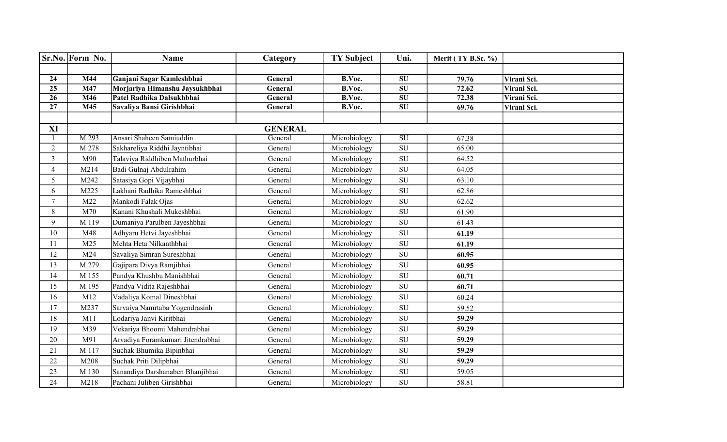| Sr.No. | Form No. | Name | Category | TY Subject | Uni. | Merit ( TY B.Sc. %) | |
|---|---|---|---|---|---|---|---|
| | | | | | | | |
| **24** | **M44** | **Ganjani Sagar Kamleshbhai** | **General** | **B.Voc.** | **SU** | **79.76** | **Virani Sci.** |
| **25** | **M47** | **Morjariya Himanshu Jaysukhbhai** | **General** | **B.Voc.** | **SU** | **72.62** | **Virani Sci.** |
| **26** | **M46** | **Patel Radhika Dalsukhbhai** | **General** | **B.Voc.** | **SU** | **72.38** | **Virani Sci.** |
| **27** | **M45** | **Savaliya Bansi Girishbhai** | **General** | **B.Voc.** | **SU** | **69.76** | **Virani Sci.** |
| | | | | | | | |
| **XI** | | | **GENERAL** | | | | |
| 1 | M 293 | Ansari Shaheen Samiuddin | General | Microbiology | SU | 67.38 | |
| 2 | M 278 | Sakhareliya Riddhi Jayntibhai | General | Microbiology | SU | 65.00 | |
| 3 | M90 | Talaviya Riddhiben Mathurbhai | General | Microbiology | SU | 64.52 | |
| 4 | M214 | Badi Gulnaj Abdulrahim | General | Microbiology | SU | 64.05 | |
| 5 | M242 | Satasiya Gopi Vijaybhai | General | Microbiology | SU | 63.10 | |
| 6 | M225 | Lakhani Radhika Rameshbhai | General | Microbiology | SU | 62.86 | |
| 7 | M22 | Mankodi Falak Ojas | General | Microbiology | SU | 62.62 | |
| 8 | M70 | Kanani Khushali Mukeshbhai | General | Microbiology | SU | 61.90 | |
| 9 | M 119 | Dumaniya Parulben Jayeshbhai | General | Microbiology | SU | 61.43 | |
| 10 | M48 | Adhyaru Hetvi Jayeshbhai | General | Microbiology | SU | **61.19** | |
| 11 | M25 | Mehta Heta Nilkanthbhai | General | Microbiology | SU | **61.19** | |
| 12 | M24 | Savaliya Simran Sureshbhai | General | Microbiology | SU | **60.95** | |
| 13 | M 279 | Gajipara Divya Ramjibhai | General | Microbiology | SU | **60.95** | |
| 14 | M 155 | Pandya Khushbu Manishbhai | General | Microbiology | SU | **60.71** | |
| 15 | M 195 | Pandya Vidita Rajeshbhai | General | Microbiology | SU | **60.71** | |
| 16 | M12 | Vadaliya Komal Dineshbhai | General | Microbiology | SU | 60.24 | |
| 17 | M237 | Sarvaiya Namrtaba Yogendrasinh | General | Microbiology | SU | 59.52 | |
| 18 | M11 | Lodariya Janvi Kiritbhai | General | Microbiology | SU | **59.29** | |
| 19 | M39 | Vekariya Bhoomi Mahendrabhai | General | Microbiology | SU | **59.29** | |
| 20 | M91 | Arvadiya Foramkumari Jitendrabhai | General | Microbiology | SU | **59.29** | |
| 21 | M 117 | Suchak Bhumika Bipinbhai | General | Microbiology | SU | **59.29** | |
| 22 | M208 | Suchak Priti Dilipbhai | General | Microbiology | SU | **59.29** | |
| 23 | M 130 | Sanandiya Darshanaben Bhanjibhai | General | Microbiology | SU | 59.05 | |
| 24 | M218 | Pachani Juliben Girishbhai | General | Microbiology | SU | 58.81 | |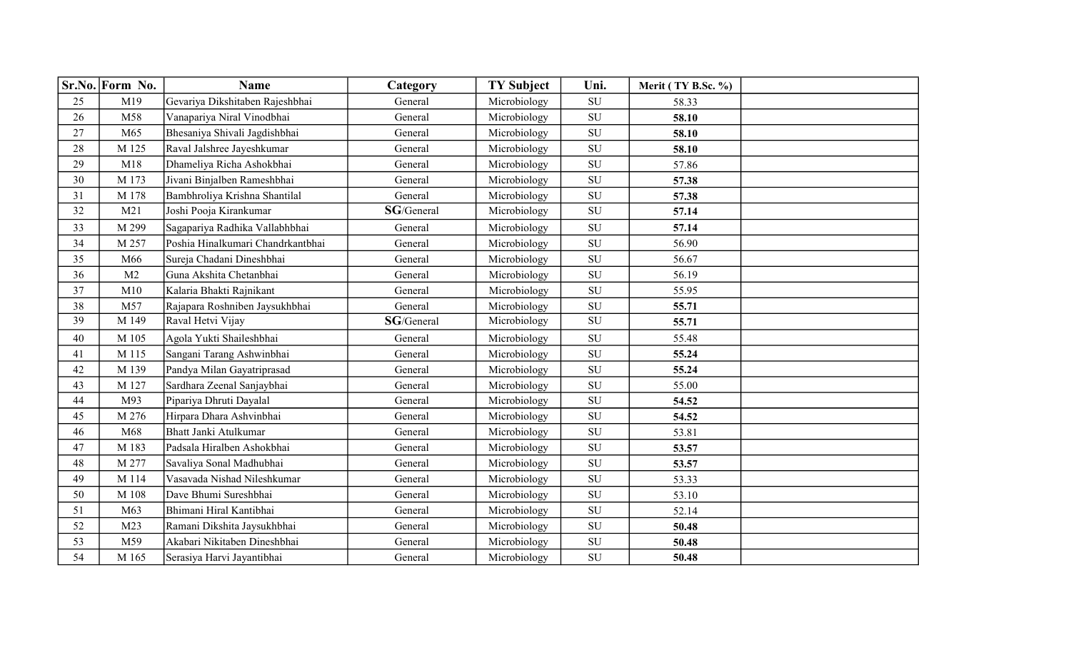| Sr.No. | Form No. | Name | Category | TY Subject | Uni. | Merit ( TY B.Sc. %) | |
|---|---|---|---|---|---|---|---|
| 25 | M19 | Gevariya Dikshitaben Rajeshbhai | General | Microbiology | SU | 58.33 | |
| 26 | M58 | Vanapariya Niral Vinodbhai | General | Microbiology | SU | **58.10** | |
| 27 | M65 | Bhesaniya Shivali Jagdishbhai | General | Microbiology | SU | **58.10** | |
| 28 | M 125 | Raval Jalshree Jayeshkumar | General | Microbiology | SU | **58.10** | |
| 29 | M18 | Dhameliya Richa Ashokbhai | General | Microbiology | SU | 57.86 | |
| 30 | M 173 | Jivani Binjalben Rameshbhai | General | Microbiology | SU | **57.38** | |
| 31 | M 178 | Bambhroliya Krishna Shantilal | General | Microbiology | SU | **57.38** | |
| 32 | M21 | Joshi Pooja Kirankumar | **SG**/General | Microbiology | SU | **57.14** | |
| 33 | M 299 | Sagapariya Radhika Vallabhbhai | General | Microbiology | SU | **57.14** | |
| 34 | M 257 | Poshia Hinalkumari Chandrkantbhai | General | Microbiology | SU | 56.90 | |
| 35 | M66 | Sureja Chadani Dineshbhai | General | Microbiology | SU | 56.67 | |
| 36 | M2 | Guna Akshita Chetanbhai | General | Microbiology | SU | 56.19 | |
| 37 | M10 | Kalaria Bhakti Rajnikant | General | Microbiology | SU | 55.95 | |
| 38 | M57 | Rajapara Roshniben Jaysukhbhai | General | Microbiology | SU | **55.71** | |
| 39 | M 149 | Raval Hetvi Vijay | **SG**/General | Microbiology | SU | **55.71** | |
| 40 | M 105 | Agola Yukti Shaileshbhai | General | Microbiology | SU | 55.48 | |
| 41 | M 115 | Sangani Tarang Ashwinbhai | General | Microbiology | SU | **55.24** | |
| 42 | M 139 | Pandya Milan Gayatriprasad | General | Microbiology | SU | **55.24** | |
| 43 | M 127 | Sardhara Zeenal Sanjaybhai | General | Microbiology | SU | 55.00 | |
| 44 | M93 | Pipariya Dhruti Dayalal | General | Microbiology | SU | **54.52** | |
| 45 | M 276 | Hirpara Dhara Ashvinbhai | General | Microbiology | SU | **54.52** | |
| 46 | M68 | Bhatt Janki Atulkumar | General | Microbiology | SU | 53.81 | |
| 47 | M 183 | Padsala Hiralben Ashokbhai | General | Microbiology | SU | **53.57** | |
| 48 | M 277 | Savaliya Sonal Madhubhai | General | Microbiology | SU | **53.57** | |
| 49 | M 114 | Vasavada Nishad Nileshkumar | General | Microbiology | SU | 53.33 | |
| 50 | M 108 | Dave Bhumi Sureshbhai | General | Microbiology | SU | 53.10 | |
| 51 | M63 | Bhimani Hiral Kantibhai | General | Microbiology | SU | 52.14 | |
| 52 | M23 | Ramani Dikshita Jaysukhbhai | General | Microbiology | SU | **50.48** | |
| 53 | M59 | Akabari Nikitaben Dineshbhai | General | Microbiology | SU | **50.48** | |
| 54 | M 165 | Serasiya Harvi Jayantibhai | General | Microbiology | SU | **50.48** | |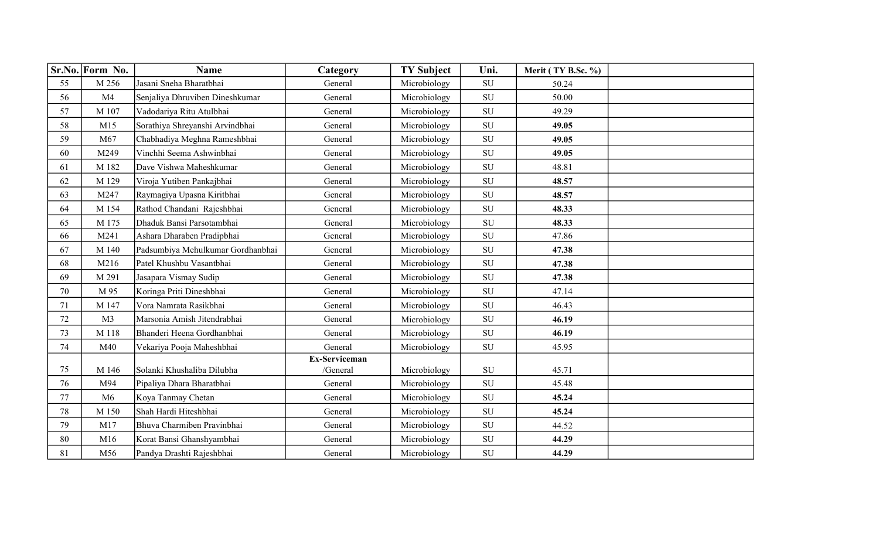| Sr.No. | Form No. | Name | Category | TY Subject | Uni. | Merit ( TY B.Sc. %) | |
|---|---|---|---|---|---|---|---|
| 55 | M 256 | Jasani Sneha Bharatbhai | General | Microbiology | SU | 50.24 | |
| 56 | M4 | Senjaliya Dhruviben Dineshkumar | General | Microbiology | SU | 50.00 | |
| 57 | M 107 | Vadodariya Ritu Atulbhai | General | Microbiology | SU | 49.29 | |
| 58 | M15 | Sorathiya Shreyanshi Arvindbhai | General | Microbiology | SU | **49.05** | |
| 59 | M67 | Chabhadiya Meghna Rameshbhai | General | Microbiology | SU | **49.05** | |
| 60 | M249 | Vinchhi Seema Ashwinbhai | General | Microbiology | SU | **49.05** | |
| 61 | M 182 | Dave Vishwa Maheshkumar | General | Microbiology | SU | 48.81 | |
| 62 | M 129 | Viroja Yutiben Pankajbhai | General | Microbiology | SU | **48.57** | |
| 63 | M247 | Raymagiya Upasna Kiritbhai | General | Microbiology | SU | **48.57** | |
| 64 | M 154 | Rathod Chandani Rajeshbhai | General | Microbiology | SU | **48.33** | |
| 65 | M 175 | Dhaduk Bansi Parsotambhai | General | Microbiology | SU | **48.33** | |
| 66 | M241 | Ashara Dharaben Pradipbhai | General | Microbiology | SU | 47.86 | |
| 67 | M 140 | Padsumbiya Mehulkumar Gordhanbhai | General | Microbiology | SU | **47.38** | |
| 68 | M216 | Patel Khushbu Vasantbhai | General | Microbiology | SU | **47.38** | |
| 69 | M 291 | Jasapara Vismay Sudip | General | Microbiology | SU | **47.38** | |
| 70 | M 95 | Koringa Priti Dineshbhai | General | Microbiology | SU | 47.14 | |
| 71 | M 147 | Vora Namrata Rasikbhai | General | Microbiology | SU | 46.43 | |
| 72 | M3 | Marsonia Amish Jitendrabhai | General | Microbiology | SU | **46.19** | |
| 73 | M 118 | Bhanderi Heena Gordhanbhai | General | Microbiology | SU | **46.19** | |
| 74 | M40 | Vekariya Pooja Maheshbhai | General | Microbiology | SU | 45.95 | |
| 75 | M 146 | Solanki Khushaliba Dilubha | **Ex-Serviceman** /General | Microbiology | SU | 45.71 | |
| 76 | M94 | Pipaliya Dhara Bharatbhai | General | Microbiology | SU | 45.48 | |
| 77 | M6 | Koya Tanmay Chetan | General | Microbiology | SU | **45.24** | |
| 78 | M 150 | Shah Hardi Hiteshbhai | General | Microbiology | SU | **45.24** | |
| 79 | M17 | Bhuva Charmiben Pravinbhai | General | Microbiology | SU | 44.52 | |
| 80 | M16 | Korat Bansi Ghanshyambhai | General | Microbiology | SU | **44.29** | |
| 81 | M56 | Pandya Drashti Rajeshbhai | General | Microbiology | SU | **44.29** | |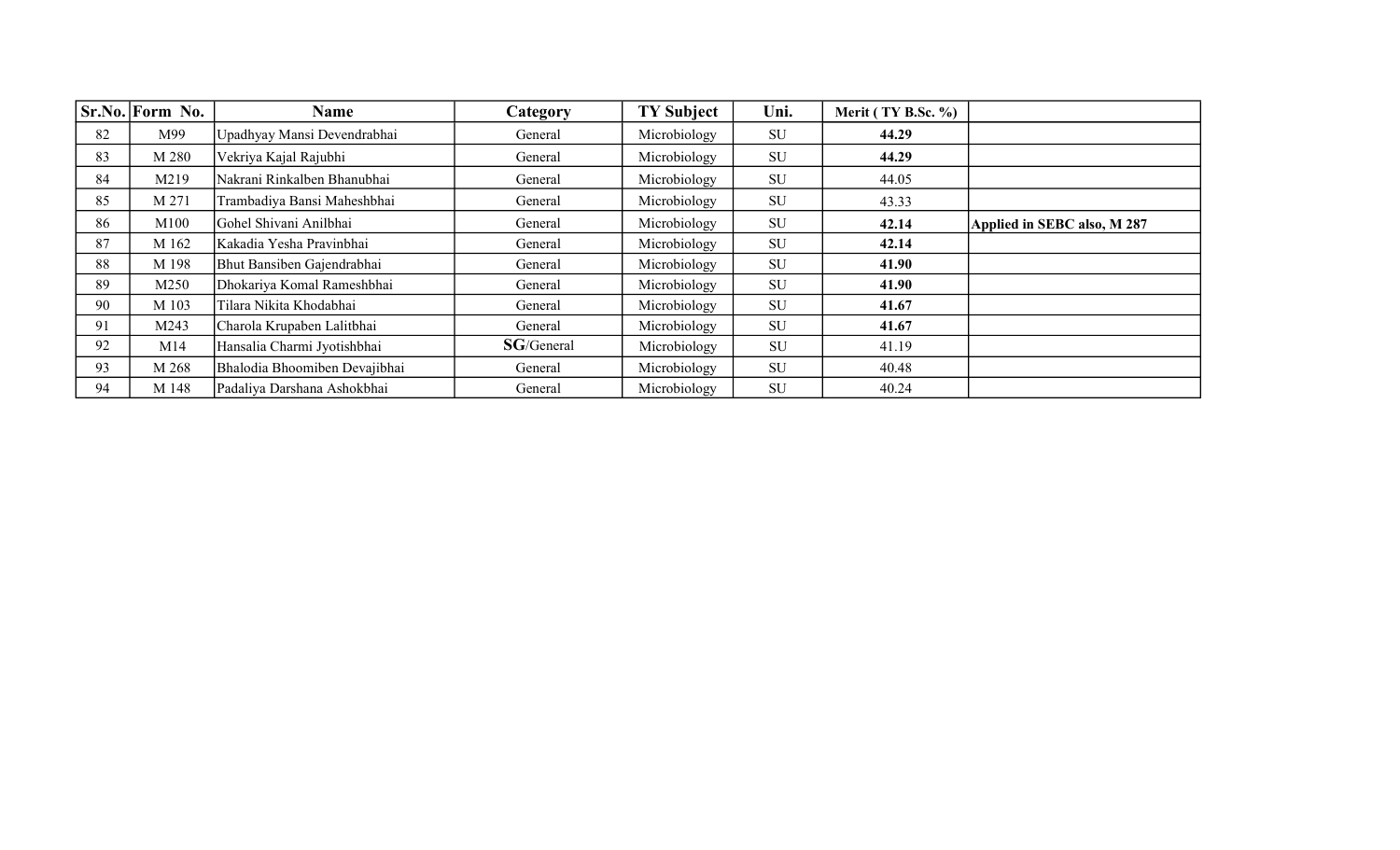| Sr.No. | Form No. | Name | Category | TY Subject | Uni. | Merit ( TY B.Sc. %) | |
|---|---|---|---|---|---|---|---|
| 82 | M99 | Upadhyay Mansi Devendrabhai | General | Microbiology | SU | **44.29** | |
| 83 | M 280 | Vekriya Kajal Rajubhi | General | Microbiology | SU | **44.29** | |
| 84 | M219 | Nakrani Rinkalben Bhanubhai | General | Microbiology | SU | 44.05 | |
| 85 | M 271 | Trambadiya Bansi Maheshbhai | General | Microbiology | SU | 43.33 | |
| 86 | M100 | Gohel Shivani Anilbhai | General | Microbiology | SU | **42.14** | **Applied in SEBC also, M 287** |
| 87 | M 162 | Kakadia Yesha Pravinbhai | General | Microbiology | SU | **42.14** | |
| 88 | M 198 | Bhut Bansiben Gajendrabhai | General | Microbiology | SU | **41.90** | |
| 89 | M250 | Dhokariya Komal Rameshbhai | General | Microbiology | SU | **41.90** | |
| 90 | M 103 | Tilara Nikita Khodabhai | General | Microbiology | SU | **41.67** | |
| 91 | M243 | Charola Krupaben Lalitbhai | General | Microbiology | SU | **41.67** | |
| 92 | M14 | Hansalia Charmi Jyotishbhai | **SG**/General | Microbiology | SU | 41.19 | |
| 93 | M 268 | Bhalodia Bhoomiben Devajibhai | General | Microbiology | SU | 40.48 | |
| 94 | M 148 | Padaliya Darshana Ashokbhai | General | Microbiology | SU | 40.24 | |